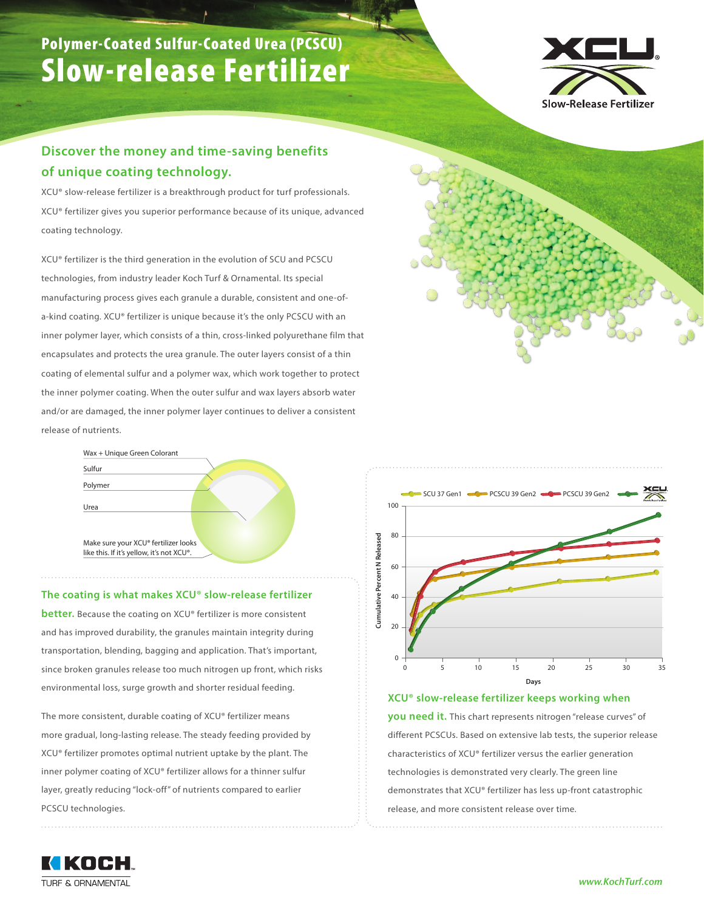# Polymer-Coated Sulfur-Coated Urea (PCSCU)

# Slow-release Fertilizer

XCU® Slow-Release Fertilizer

## Discover the money and time-saving benefits of unique coating technology.

XCU® slow-release fertilizer is a breakthrough product for turf professionals. XCU® fertilizer gives you superior performance because of its unique, advanced coating technology.

XCU® fertilizer is the third generation in the evolution of SCU and PCSCU technologies, from industry leader Koch Turf & Ornamental. Its special manufacturing process gives each granule a durable, consistent and one-of-a-kind coating. XCU® fertilizer is unique because it's the only PCSCU with an inner polymer layer, which consists of a thin, cross-linked polyurethane film that encapsulates and protects the urea granule. The outer layers consist of a thin coating of elemental sulfur and a polymer wax, which work together to protect the inner polymer coating. When the outer sulfur and wax layers absorb water and/or are damaged, the inner polymer layer continues to deliver a consistent release of nutrients.

Wax + Unique Green Colorant

Sulfur

Polymer

Urea

Make sure your XCU® fertilizer looks like this. If it's yellow, it's not XCU®.

**The coating is what makes XCU® slow-release fertilizer better.** Because the coating on XCU® fertilizer is more consistent and has improved durability, the granules maintain integrity during transportation, blending, bagging and application. That's important, since broken granules release too much nitrogen up front, which risks environmental loss, surge growth and shorter residual feeding.

The more consistent, durable coating of XCU® fertilizer means more gradual, long-lasting release. The steady feeding provided by XCU® fertilizer promotes optimal nutrient uptake by the plant. The inner polymer coating of XCU® fertilizer allows for a thinner sulfur layer, greatly reducing "lock-off" of nutrients compared to earlier PCSCU technologies.

Chart legend: SCU 37 Gen1, PCSCU 39 Gen2, PCSCU 39 Gen2, XCU. Y-axis: Cumulative Percent N Released (0–100). X-axis: Days (0–35).

**XCU® slow-release fertilizer keeps working when you need it.** This chart represents nitrogen "release curves" of different PCSCUs. Based on extensive lab tests, the superior release characteristics of XCU® fertilizer versus the earlier generation technologies is demonstrated very clearly. The green line demonstrates that XCU® fertilizer has less up-front catastrophic release, and more consistent release over time.

KOCH TURF & ORNAMENTAL

*www.KochTurf.com*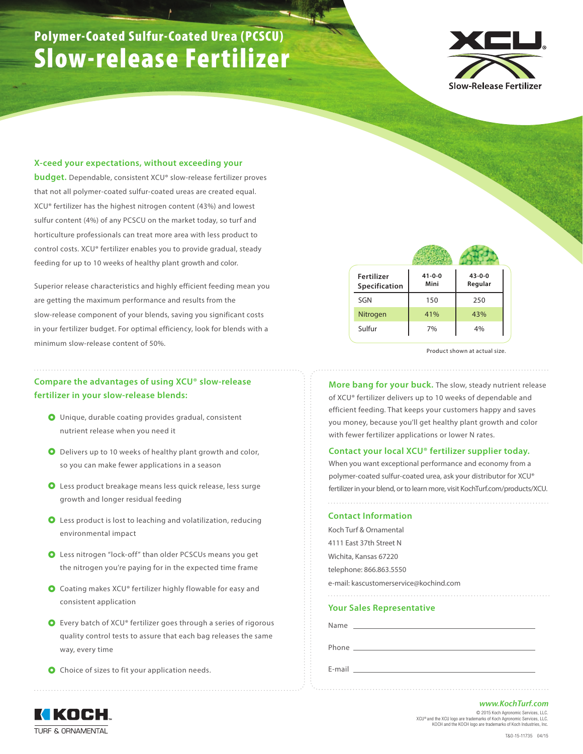# Polymer-Coated Sulfur-Coated Urea (PCSCU)

# Slow-release Fertilizer

XCU®

Slow-Release Fertilizer

**X-ceed your expectations, without exceeding your budget.** Dependable, consistent XCU® slow-release fertilizer proves that not all polymer-coated sulfur-coated ureas are created equal. XCU® fertilizer has the highest nitrogen content (43%) and lowest sulfur content (4%) of any PCSCU on the market today, so turf and horticulture professionals can treat more area with less product to control costs. XCU® fertilizer enables you to provide gradual, steady feeding for up to 10 weeks of healthy plant growth and color.

Superior release characteristics and highly efficient feeding mean you are getting the maximum performance and results from the slow-release component of your blends, saving you significant costs in your fertilizer budget. For optimal efficiency, look for blends with a minimum slow-release content of 50%.

| Fertilizer Specification | 41-0-0 Mini | 43-0-0 Regular |
|---|---|---|
| SGN | 150 | 250 |
| Nitrogen | 41% | 43% |
| Sulfur | 7% | 4% |

Product shown at actual size.

## Compare the advantages of using XCU® slow-release fertilizer in your slow-release blends:

- Unique, durable coating provides gradual, consistent nutrient release when you need it
- Delivers up to 10 weeks of healthy plant growth and color, so you can make fewer applications in a season
- Less product breakage means less quick release, less surge growth and longer residual feeding
- Less product is lost to leaching and volatilization, reducing environmental impact
- Less nitrogen "lock-off" than older PCSCUs means you get the nitrogen you're paying for in the expected time frame
- Coating makes XCU® fertilizer highly flowable for easy and consistent application
- Every batch of XCU® fertilizer goes through a series of rigorous quality control tests to assure that each bag releases the same way, every time
- Choice of sizes to fit your application needs.

**More bang for your buck.** The slow, steady nutrient release of XCU® fertilizer delivers up to 10 weeks of dependable and efficient feeding. That keeps your customers happy and saves you money, because you'll get healthy plant growth and color with fewer fertilizer applications or lower N rates.

## Contact your local XCU® fertilizer supplier today.

When you want exceptional performance and economy from a polymer-coated sulfur-coated urea, ask your distributor for XCU® fertilizer in your blend, or to learn more, visit KochTurf.com/products/XCU.

## Contact Information

Koch Turf & Ornamental
4111 East 37th Street N
Wichita, Kansas 67220
telephone: 866.863.5550
e-mail: kascustomerservice@kochind.com

## Your Sales Representative

Name ______________________

Phone ______________________

E-mail ______________________

KOCH™ TURF & ORNAMENTAL

*www.KochTurf.com*

© 2015 Koch Agronomic Services, LLC.
XCU® and the XCU logo are trademarks of Koch Agronomic Services, LLC.
KOCH and the KOCH logo are trademarks of Koch Industries, Inc.

T&O-15-11735 04/15